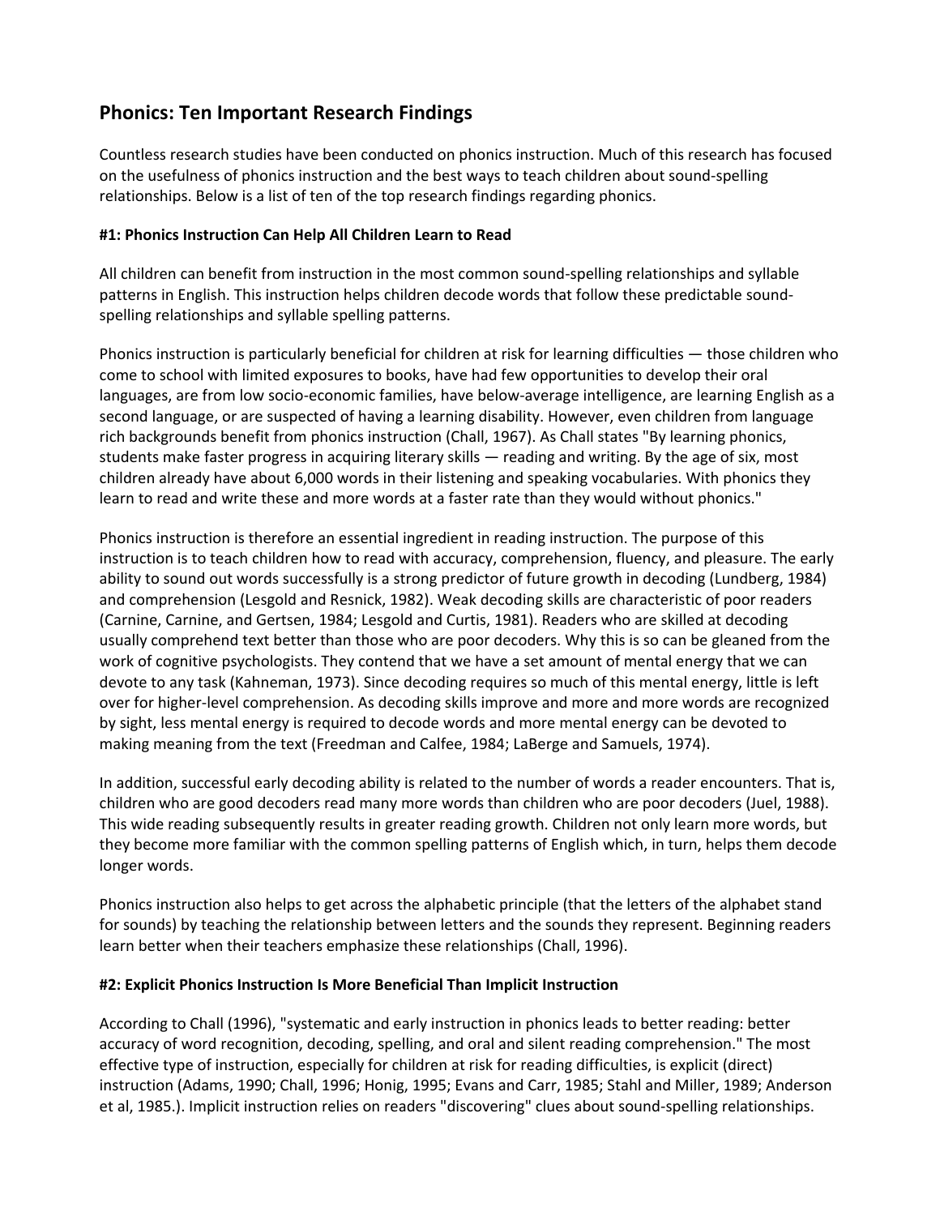## Phonics: Ten Important Research Findings

Countless research studies have been conducted on phonics instruction. Much of this research has focused on the usefulness of phonics instruction and the best ways to teach children about sound-spelling relationships. Below is a list of ten of the top research findings regarding phonics.

### #1: Phonics Instruction Can Help All Children Learn to Read

All children can benefit from instruction in the most common sound-spelling relationships and syllable patterns in English. This instruction helps children decode words that follow these predictable sound-spelling relationships and syllable spelling patterns.

Phonics instruction is particularly beneficial for children at risk for learning difficulties — those children who come to school with limited exposures to books, have had few opportunities to develop their oral languages, are from low socio-economic families, have below-average intelligence, are learning English as a second language, or are suspected of having a learning disability. However, even children from language rich backgrounds benefit from phonics instruction (Chall, 1967). As Chall states "By learning phonics, students make faster progress in acquiring literary skills — reading and writing. By the age of six, most children already have about 6,000 words in their listening and speaking vocabularies. With phonics they learn to read and write these and more words at a faster rate than they would without phonics."

Phonics instruction is therefore an essential ingredient in reading instruction. The purpose of this instruction is to teach children how to read with accuracy, comprehension, fluency, and pleasure. The early ability to sound out words successfully is a strong predictor of future growth in decoding (Lundberg, 1984) and comprehension (Lesgold and Resnick, 1982). Weak decoding skills are characteristic of poor readers (Carnine, Carnine, and Gertsen, 1984; Lesgold and Curtis, 1981). Readers who are skilled at decoding usually comprehend text better than those who are poor decoders. Why this is so can be gleaned from the work of cognitive psychologists. They contend that we have a set amount of mental energy that we can devote to any task (Kahneman, 1973). Since decoding requires so much of this mental energy, little is left over for higher-level comprehension. As decoding skills improve and more and more words are recognized by sight, less mental energy is required to decode words and more mental energy can be devoted to making meaning from the text (Freedman and Calfee, 1984; LaBerge and Samuels, 1974).

In addition, successful early decoding ability is related to the number of words a reader encounters. That is, children who are good decoders read many more words than children who are poor decoders (Juel, 1988). This wide reading subsequently results in greater reading growth. Children not only learn more words, but they become more familiar with the common spelling patterns of English which, in turn, helps them decode longer words.

Phonics instruction also helps to get across the alphabetic principle (that the letters of the alphabet stand for sounds) by teaching the relationship between letters and the sounds they represent. Beginning readers learn better when their teachers emphasize these relationships (Chall, 1996).

### #2: Explicit Phonics Instruction Is More Beneficial Than Implicit Instruction

According to Chall (1996), "systematic and early instruction in phonics leads to better reading: better accuracy of word recognition, decoding, spelling, and oral and silent reading comprehension." The most effective type of instruction, especially for children at risk for reading difficulties, is explicit (direct) instruction (Adams, 1990; Chall, 1996; Honig, 1995; Evans and Carr, 1985; Stahl and Miller, 1989; Anderson et al, 1985.). Implicit instruction relies on readers "discovering" clues about sound-spelling relationships.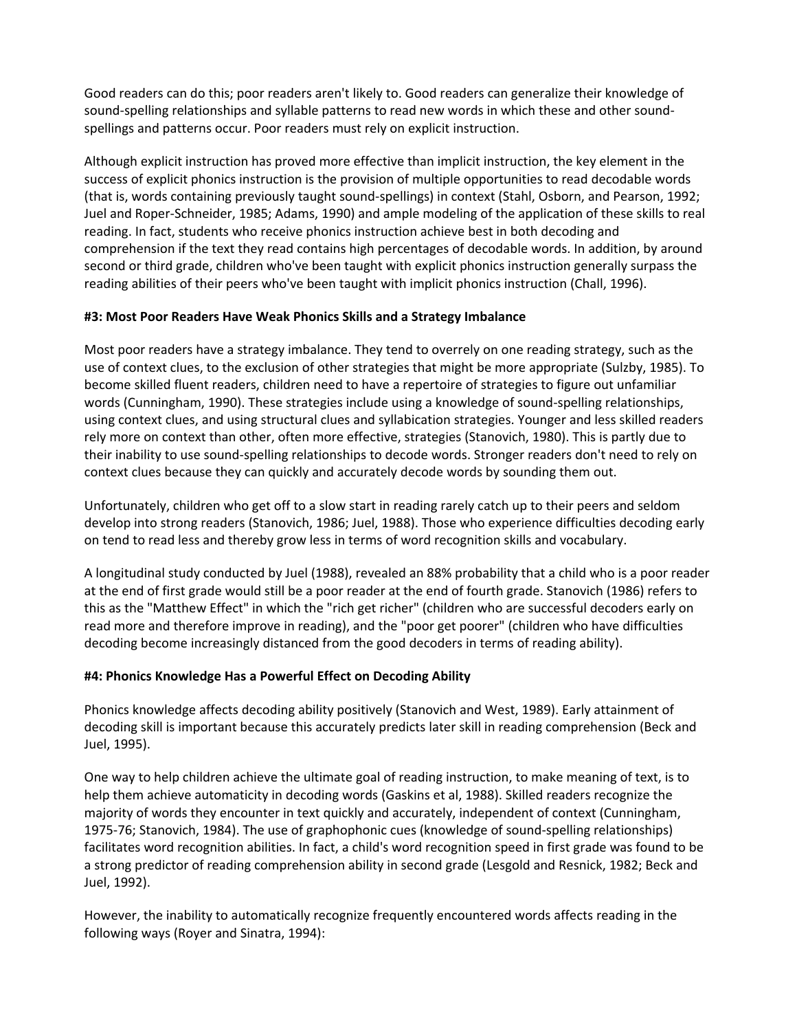Good readers can do this; poor readers aren't likely to. Good readers can generalize their knowledge of sound-spelling relationships and syllable patterns to read new words in which these and other sound-spellings and patterns occur. Poor readers must rely on explicit instruction.

Although explicit instruction has proved more effective than implicit instruction, the key element in the success of explicit phonics instruction is the provision of multiple opportunities to read decodable words (that is, words containing previously taught sound-spellings) in context (Stahl, Osborn, and Pearson, 1992; Juel and Roper-Schneider, 1985; Adams, 1990) and ample modeling of the application of these skills to real reading. In fact, students who receive phonics instruction achieve best in both decoding and comprehension if the text they read contains high percentages of decodable words. In addition, by around second or third grade, children who've been taught with explicit phonics instruction generally surpass the reading abilities of their peers who've been taught with implicit phonics instruction (Chall, 1996).

### #3: Most Poor Readers Have Weak Phonics Skills and a Strategy Imbalance

Most poor readers have a strategy imbalance. They tend to overrely on one reading strategy, such as the use of context clues, to the exclusion of other strategies that might be more appropriate (Sulzby, 1985). To become skilled fluent readers, children need to have a repertoire of strategies to figure out unfamiliar words (Cunningham, 1990). These strategies include using a knowledge of sound-spelling relationships, using context clues, and using structural clues and syllabication strategies. Younger and less skilled readers rely more on context than other, often more effective, strategies (Stanovich, 1980). This is partly due to their inability to use sound-spelling relationships to decode words. Stronger readers don't need to rely on context clues because they can quickly and accurately decode words by sounding them out.

Unfortunately, children who get off to a slow start in reading rarely catch up to their peers and seldom develop into strong readers (Stanovich, 1986; Juel, 1988). Those who experience difficulties decoding early on tend to read less and thereby grow less in terms of word recognition skills and vocabulary.

A longitudinal study conducted by Juel (1988), revealed an 88% probability that a child who is a poor reader at the end of first grade would still be a poor reader at the end of fourth grade. Stanovich (1986) refers to this as the "Matthew Effect" in which the "rich get richer" (children who are successful decoders early on read more and therefore improve in reading), and the "poor get poorer" (children who have difficulties decoding become increasingly distanced from the good decoders in terms of reading ability).

### #4: Phonics Knowledge Has a Powerful Effect on Decoding Ability

Phonics knowledge affects decoding ability positively (Stanovich and West, 1989). Early attainment of decoding skill is important because this accurately predicts later skill in reading comprehension (Beck and Juel, 1995).

One way to help children achieve the ultimate goal of reading instruction, to make meaning of text, is to help them achieve automaticity in decoding words (Gaskins et al, 1988). Skilled readers recognize the majority of words they encounter in text quickly and accurately, independent of context (Cunningham, 1975-76; Stanovich, 1984). The use of graphophonic cues (knowledge of sound-spelling relationships) facilitates word recognition abilities. In fact, a child's word recognition speed in first grade was found to be a strong predictor of reading comprehension ability in second grade (Lesgold and Resnick, 1982; Beck and Juel, 1992).

However, the inability to automatically recognize frequently encountered words affects reading in the following ways (Royer and Sinatra, 1994):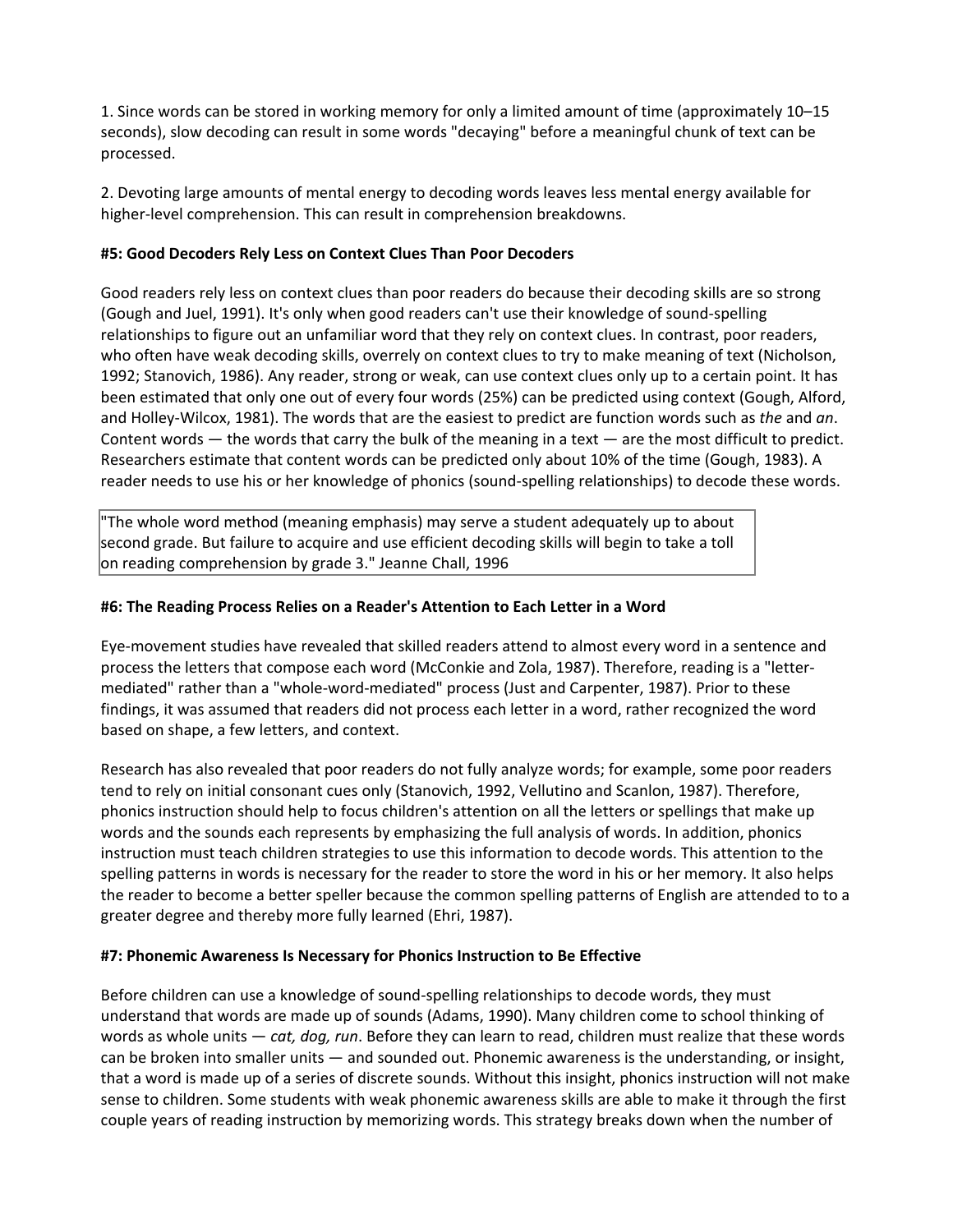1. Since words can be stored in working memory for only a limited amount of time (approximately 10–15 seconds), slow decoding can result in some words "decaying" before a meaningful chunk of text can be processed.

2. Devoting large amounts of mental energy to decoding words leaves less mental energy available for higher-level comprehension. This can result in comprehension breakdowns.

**#5: Good Decoders Rely Less on Context Clues Than Poor Decoders**

Good readers rely less on context clues than poor readers do because their decoding skills are so strong (Gough and Juel, 1991). It's only when good readers can't use their knowledge of sound-spelling relationships to figure out an unfamiliar word that they rely on context clues. In contrast, poor readers, who often have weak decoding skills, overrely on context clues to try to make meaning of text (Nicholson, 1992; Stanovich, 1986). Any reader, strong or weak, can use context clues only up to a certain point. It has been estimated that only one out of every four words (25%) can be predicted using context (Gough, Alford, and Holley-Wilcox, 1981). The words that are the easiest to predict are function words such as *the* and *an*. Content words — the words that carry the bulk of the meaning in a text — are the most difficult to predict. Researchers estimate that content words can be predicted only about 10% of the time (Gough, 1983). A reader needs to use his or her knowledge of phonics (sound-spelling relationships) to decode these words.

> "The whole word method (meaning emphasis) may serve a student adequately up to about second grade. But failure to acquire and use efficient decoding skills will begin to take a toll on reading comprehension by grade 3." Jeanne Chall, 1996

**#6: The Reading Process Relies on a Reader's Attention to Each Letter in a Word**

Eye-movement studies have revealed that skilled readers attend to almost every word in a sentence and process the letters that compose each word (McConkie and Zola, 1987). Therefore, reading is a "letter-mediated" rather than a "whole-word-mediated" process (Just and Carpenter, 1987). Prior to these findings, it was assumed that readers did not process each letter in a word, rather recognized the word based on shape, a few letters, and context.

Research has also revealed that poor readers do not fully analyze words; for example, some poor readers tend to rely on initial consonant cues only (Stanovich, 1992, Vellutino and Scanlon, 1987). Therefore, phonics instruction should help to focus children's attention on all the letters or spellings that make up words and the sounds each represents by emphasizing the full analysis of words. In addition, phonics instruction must teach children strategies to use this information to decode words. This attention to the spelling patterns in words is necessary for the reader to store the word in his or her memory. It also helps the reader to become a better speller because the common spelling patterns of English are attended to to a greater degree and thereby more fully learned (Ehri, 1987).

**#7: Phonemic Awareness Is Necessary for Phonics Instruction to Be Effective**

Before children can use a knowledge of sound-spelling relationships to decode words, they must understand that words are made up of sounds (Adams, 1990). Many children come to school thinking of words as whole units — *cat, dog, run*. Before they can learn to read, children must realize that these words can be broken into smaller units — and sounded out. Phonemic awareness is the understanding, or insight, that a word is made up of a series of discrete sounds. Without this insight, phonics instruction will not make sense to children. Some students with weak phonemic awareness skills are able to make it through the first couple years of reading instruction by memorizing words. This strategy breaks down when the number of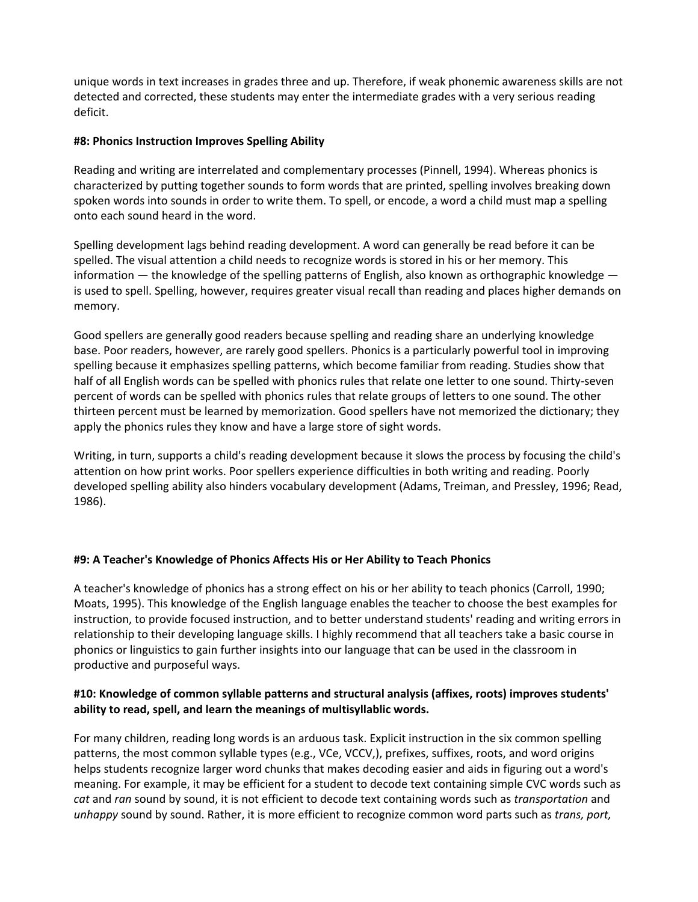unique words in text increases in grades three and up. Therefore, if weak phonemic awareness skills are not detected and corrected, these students may enter the intermediate grades with a very serious reading deficit.

**#8: Phonics Instruction Improves Spelling Ability**

Reading and writing are interrelated and complementary processes (Pinnell, 1994). Whereas phonics is characterized by putting together sounds to form words that are printed, spelling involves breaking down spoken words into sounds in order to write them. To spell, or encode, a word a child must map a spelling onto each sound heard in the word.

Spelling development lags behind reading development. A word can generally be read before it can be spelled. The visual attention a child needs to recognize words is stored in his or her memory. This information — the knowledge of the spelling patterns of English, also known as orthographic knowledge — is used to spell. Spelling, however, requires greater visual recall than reading and places higher demands on memory.

Good spellers are generally good readers because spelling and reading share an underlying knowledge base. Poor readers, however, are rarely good spellers. Phonics is a particularly powerful tool in improving spelling because it emphasizes spelling patterns, which become familiar from reading. Studies show that half of all English words can be spelled with phonics rules that relate one letter to one sound. Thirty-seven percent of words can be spelled with phonics rules that relate groups of letters to one sound. The other thirteen percent must be learned by memorization. Good spellers have not memorized the dictionary; they apply the phonics rules they know and have a large store of sight words.

Writing, in turn, supports a child's reading development because it slows the process by focusing the child's attention on how print works. Poor spellers experience difficulties in both writing and reading. Poorly developed spelling ability also hinders vocabulary development (Adams, Treiman, and Pressley, 1996; Read, 1986).

**#9: A Teacher's Knowledge of Phonics Affects His or Her Ability to Teach Phonics**

A teacher's knowledge of phonics has a strong effect on his or her ability to teach phonics (Carroll, 1990; Moats, 1995). This knowledge of the English language enables the teacher to choose the best examples for instruction, to provide focused instruction, and to better understand students' reading and writing errors in relationship to their developing language skills. I highly recommend that all teachers take a basic course in phonics or linguistics to gain further insights into our language that can be used in the classroom in productive and purposeful ways.

**#10: Knowledge of common syllable patterns and structural analysis (affixes, roots) improves students' ability to read, spell, and learn the meanings of multisyllablic words.**

For many children, reading long words is an arduous task. Explicit instruction in the six common spelling patterns, the most common syllable types (e.g., VCe, VCCV,), prefixes, suffixes, roots, and word origins helps students recognize larger word chunks that makes decoding easier and aids in figuring out a word's meaning. For example, it may be efficient for a student to decode text containing simple CVC words such as *cat* and *ran* sound by sound, it is not efficient to decode text containing words such as *transportation* and *unhappy* sound by sound. Rather, it is more efficient to recognize common word parts such as *trans, port,*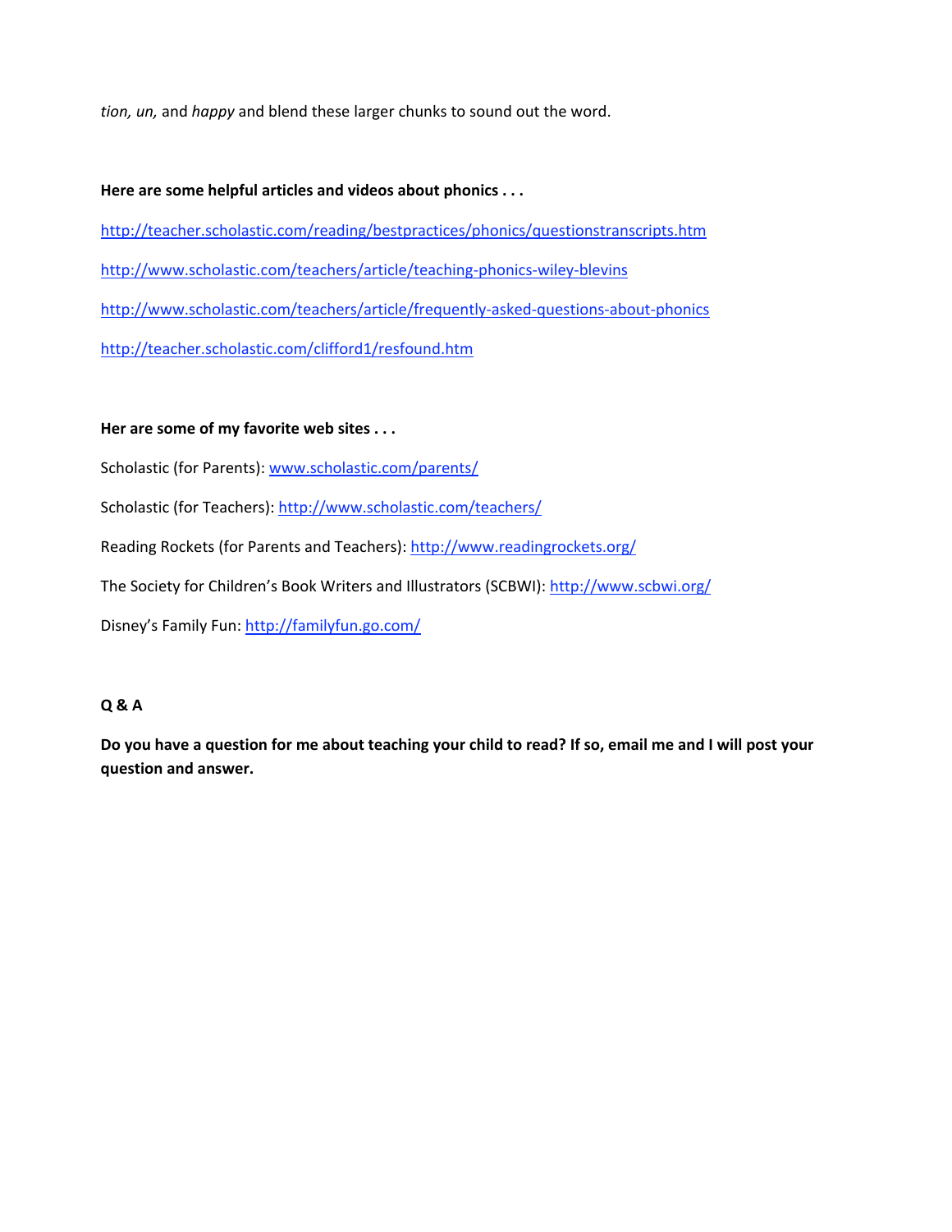*tion, un,* and *happy* and blend these larger chunks to sound out the word.

**Here are some helpful articles and videos about phonics . . .**

http://teacher.scholastic.com/reading/bestpractices/phonics/questionstranscripts.htm

http://www.scholastic.com/teachers/article/teaching-phonics-wiley-blevins

http://www.scholastic.com/teachers/article/frequently-asked-questions-about-phonics

http://teacher.scholastic.com/clifford1/resfound.htm

**Her are some of my favorite web sites . . .**

Scholastic (for Parents): www.scholastic.com/parents/

Scholastic (for Teachers): http://www.scholastic.com/teachers/

Reading Rockets (for Parents and Teachers): http://www.readingrockets.org/

The Society for Children's Book Writers and Illustrators (SCBWI): http://www.scbwi.org/

Disney's Family Fun: http://familyfun.go.com/

**Q & A**

**Do you have a question for me about teaching your child to read? If so, email me and I will post your question and answer.**